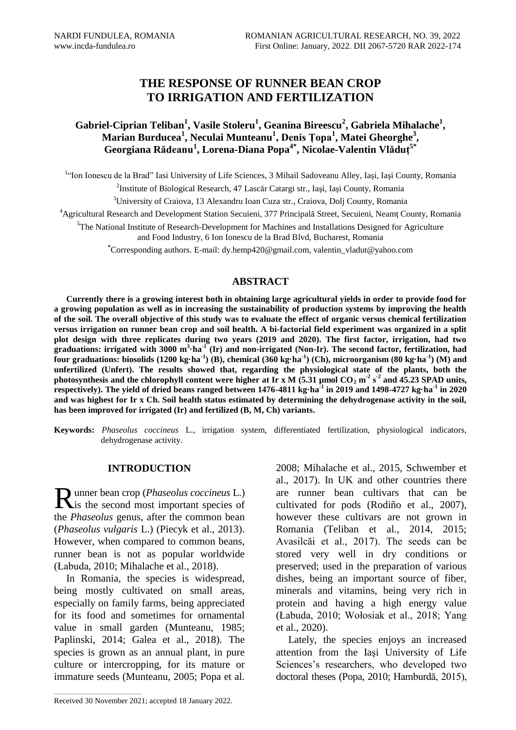# THE RESPONSE OF RUNNER BEAN CROP TO IRRIGATION AND FERTILIZATION

**Gabriel-Ciprian Teliban[1], Vasile Stoleru[1], Geanina Bireescu[2], Gabriela Mihalache[1], Marian Burducea[1], Neculai Munteanu[1], Denis Țopa[1], Matei Gheorghe[3], Georgiana Rădeanu[1], Lorena-Diana Popa[4*], Nicolae-Valentin Vlăduț[5*]**

[1]"Ion Ionescu de la Brad" Iasi University of Life Sciences, 3 Mihail Sadoveanu Alley, Iași, Iași County, Romania

[2]Institute of Biological Research, 47 Lascăr Catargi str., Iași, Iași County, Romania

[3]University of Craiova, 13 Alexandru Ioan Cuza str., Craiova, Dolj County, Romania

[4]Agricultural Research and Development Station Secuieni, 377 Principală Street, Secuieni, Neamț County, Romania

[5]The National Institute of Research-Development for Machines and Installations Designed for Agriculture and Food Industry, 6 Ion Ionescu de la Brad Blvd, Bucharest, Romania

[*]Corresponding authors. E-mail: dy.hemp420@gmail.com, valentin_vladut@yahoo.com

## ABSTRACT

**Currently there is a growing interest both in obtaining large agricultural yields in order to provide food for a growing population as well as in increasing the sustainability of production systems by improving the health of the soil. The overall objective of this study was to evaluate the effect of organic versus chemical fertilization versus irrigation on runner bean crop and soil health. A bi-factorial field experiment was organized in a split plot design with three replicates during two years (2019 and 2020). The first factor, irrigation, had two graduations: irrigated with 3000 $m^3 \cdot ha^{-1}$ (Ir) and non-irrigated (Non-Ir). The second factor, fertilization, had four graduations: biosolids (1200 $kg \cdot ha^{-1}$) (B), chemical (360 $kg \cdot ha^{-1}$) (Ch), microorganism (80 $kg \cdot ha^{-1}$) (M) and unfertilized (Unfert). The results showed that, regarding the physiological state of the plants, both the photosynthesis and the chlorophyll content were higher at Ir x M (5.31 µmol $CO_2$ $m^{-2}$ $s^{-2}$ and 45.23 SPAD units, respectively). The yield of dried beans ranged between 1476-4811 $kg \cdot ha^{-1}$ in 2019 and 1498-4727 $kg \cdot ha^{-1}$ in 2020 and was highest for Ir x Ch. Soil health status estimated by determining the dehydrogenase activity in the soil, has been improved for irrigated (Ir) and fertilized (B, M, Ch) variants.**

**Keywords:** *Phaseolus coccineus* L., irrigation system, differentiated fertilization, physiological indicators, dehydrogenase activity.

## INTRODUCTION

Runner bean crop (*Phaseolus coccineus* L.) is the second most important species of the *Phaseolus* genus, after the common bean (*Phaseolus vulgaris* L.) (Piecyk et al., 2013). However, when compared to common beans, runner bean is not as popular worldwide (Łabuda, 2010; Mihalache et al., 2018).

In Romania, the species is widespread, being mostly cultivated on small areas, especially on family farms, being appreciated for its food and sometimes for ornamental value in small garden (Munteanu, 1985; Paplinski, 2014; Galea et al., 2018). The species is grown as an annual plant, in pure culture or intercropping, for its mature or immature seeds (Munteanu, 2005; Popa et al. 2008; Mihalache et al., 2015, Schwember et al., 2017). In UK and other countries there are runner bean cultivars that can be cultivated for pods (Rodiño et al., 2007), however these cultivars are not grown in Romania (Teliban et al., 2014, 2015; Avasilcăi et al., 2017). The seeds can be stored very well in dry conditions or preserved; used in the preparation of various dishes, being an important source of fiber, minerals and vitamins, being very rich in protein and having a high energy value (Łabuda, 2010; Wołosiak et al., 2018; Yang et al., 2020).

Lately, the species enjoys an increased attention from the Iași University of Life Sciences's researchers, who developed two doctoral theses (Popa, 2010; Hamburdă, 2015),

Received 30 November 2021; accepted 18 January 2022.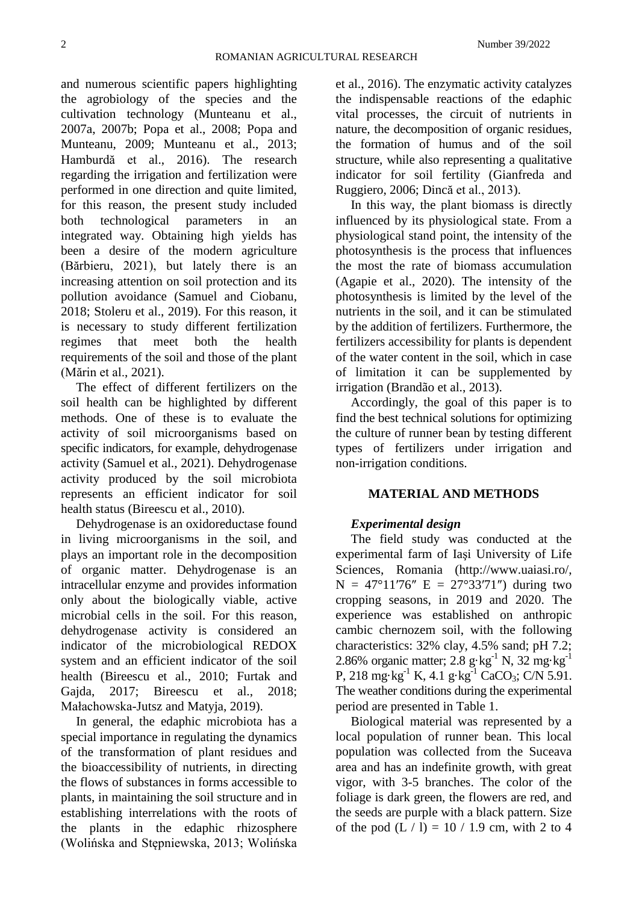and numerous scientific papers highlighting the agrobiology of the species and the cultivation technology (Munteanu et al., 2007a, 2007b; Popa et al., 2008; Popa and Munteanu, 2009; Munteanu et al., 2013; Hamburdă et al., 2016). The research regarding the irrigation and fertilization were performed in one direction and quite limited, for this reason, the present study included both technological parameters in an integrated way. Obtaining high yields has been a desire of the modern agriculture (Bărbieru, 2021), but lately there is an increasing attention on soil protection and its pollution avoidance (Samuel and Ciobanu, 2018; Stoleru et al., 2019). For this reason, it is necessary to study different fertilization regimes that meet both the health requirements of the soil and those of the plant (Mărin et al., 2021).

The effect of different fertilizers on the soil health can be highlighted by different methods. One of these is to evaluate the activity of soil microorganisms based on specific indicators, for example, dehydrogenase activity (Samuel et al., 2021). Dehydrogenase activity produced by the soil microbiota represents an efficient indicator for soil health status (Bireescu et al., 2010).

Dehydrogenase is an oxidoreductase found in living microorganisms in the soil, and plays an important role in the decomposition of organic matter. Dehydrogenase is an intracellular enzyme and provides information only about the biologically viable, active microbial cells in the soil. For this reason, dehydrogenase activity is considered an indicator of the microbiological REDOX system and an efficient indicator of the soil health (Bireescu et al., 2010; Furtak and Gajda, 2017; Bireescu et al., 2018; Małachowska-Jutsz and Matyja, 2019).

In general, the edaphic microbiota has a special importance in regulating the dynamics of the transformation of plant residues and the bioaccessibility of nutrients, in directing the flows of substances in forms accessible to plants, in maintaining the soil structure and in establishing interrelations with the roots of the plants in the edaphic rhizosphere (Wolińska and Stępniewska, 2013; Wolińska et al., 2016). The enzymatic activity catalyzes the indispensable reactions of the edaphic vital processes, the circuit of nutrients in nature, the decomposition of organic residues, the formation of humus and of the soil structure, while also representing a qualitative indicator for soil fertility (Gianfreda and Ruggiero, 2006; Dincă et al., 2013).

In this way, the plant biomass is directly influenced by its physiological state. From a physiological stand point, the intensity of the photosynthesis is the process that influences the most the rate of biomass accumulation (Agapie et al., 2020). The intensity of the photosynthesis is limited by the level of the nutrients in the soil, and it can be stimulated by the addition of fertilizers. Furthermore, the fertilizers accessibility for plants is dependent of the water content in the soil, which in case of limitation it can be supplemented by irrigation (Brandão et al., 2013).

Accordingly, the goal of this paper is to find the best technical solutions for optimizing the culture of runner bean by testing different types of fertilizers under irrigation and non-irrigation conditions.

## MATERIAL AND METHODS

### *Experimental design*

The field study was conducted at the experimental farm of Iaşi University of Life Sciences, Romania (http://www.uaiasi.ro/, N = 47°11′76″ E = 27°33′71″) during two cropping seasons, in 2019 and 2020. The experience was established on anthropic cambic chernozem soil, with the following characteristics: 32% clay, 4.5% sand; pH 7.2; 2.86% organic matter; 2.8 $g \cdot kg^{-1}$ N, 32 $mg \cdot kg^{-1}$ P, 218 $mg \cdot kg^{-1}$ K, 4.1 $g \cdot kg^{-1}$ $CaCO_3$; C/N 5.91. The weather conditions during the experimental period are presented in Table 1.

Biological material was represented by a local population of runner bean. This local population was collected from the Suceava area and has an indefinite growth, with great vigor, with 3-5 branches. The color of the foliage is dark green, the flowers are red, and the seeds are purple with a black pattern. Size of the pod (L / l) = 10 / 1.9 cm, with 2 to 4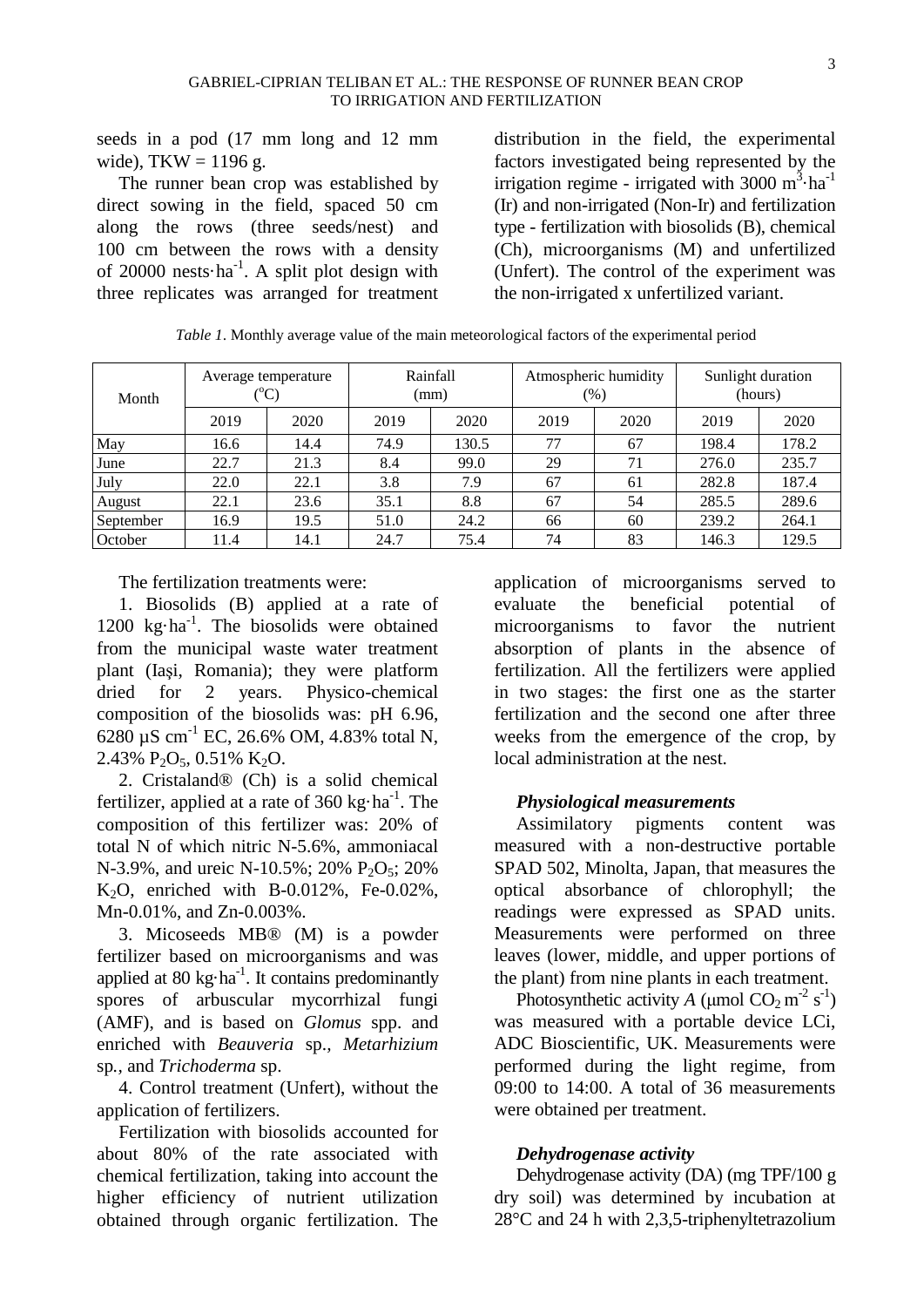seeds in a pod (17 mm long and 12 mm wide), TKW = 1196 g.

The runner bean crop was established by direct sowing in the field, spaced 50 cm along the rows (three seeds/nest) and 100 cm between the rows with a density of 20000 nests·ha$^{-1}$. A split plot design with three replicates was arranged for treatment distribution in the field, the experimental factors investigated being represented by the irrigation regime - irrigated with 3000 m$^3$·ha$^{-1}$ (Ir) and non-irrigated (Non-Ir) and fertilization type - fertilization with biosolids (B), chemical (Ch), microorganisms (M) and unfertilized (Unfert). The control of the experiment was the non-irrigated x unfertilized variant.

*Table 1*. Monthly average value of the main meteorological factors of the experimental period

| Month | Average temperature (°C) | | Rainfall (mm) | | Atmospheric humidity (%) | | Sunlight duration (hours) | |
|---|---|---|---|---|---|---|---|---|
| | 2019 | 2020 | 2019 | 2020 | 2019 | 2020 | 2019 | 2020 |
| May | 16.6 | 14.4 | 74.9 | 130.5 | 77 | 67 | 198.4 | 178.2 |
| June | 22.7 | 21.3 | 8.4 | 99.0 | 29 | 71 | 276.0 | 235.7 |
| July | 22.0 | 22.1 | 3.8 | 7.9 | 67 | 61 | 282.8 | 187.4 |
| August | 22.1 | 23.6 | 35.1 | 8.8 | 67 | 54 | 285.5 | 289.6 |
| September | 16.9 | 19.5 | 51.0 | 24.2 | 66 | 60 | 239.2 | 264.1 |
| October | 11.4 | 14.1 | 24.7 | 75.4 | 74 | 83 | 146.3 | 129.5 |

The fertilization treatments were:

1. Biosolids (B) applied at a rate of 1200 kg·ha$^{-1}$. The biosolids were obtained from the municipal waste water treatment plant (Iaşi, Romania); they were platform dried for 2 years. Physico-chemical composition of the biosolids was: pH 6.96, 6280 µS cm$^{-1}$ EC, 26.6% OM, 4.83% total N, 2.43% $P_2O_5$, 0.51% $K_2O$.

2. Cristaland® (Ch) is a solid chemical fertilizer, applied at a rate of 360 kg·ha$^{-1}$. The composition of this fertilizer was: 20% of total N of which nitric N-5.6%, ammoniacal N-3.9%, and ureic N-10.5%; 20% $P_2O_5$; 20% $K_2O$, enriched with B-0.012%, Fe-0.02%, Mn-0.01%, and Zn-0.003%.

3. Micoseeds MB® (M) is a powder fertilizer based on microorganisms and was applied at 80 kg·ha$^{-1}$. It contains predominantly spores of arbuscular mycorrhizal fungi (AMF), and is based on *Glomus* spp. and enriched with *Beauveria* sp., *Metarhizium* sp., and *Trichoderma* sp.

4. Control treatment (Unfert), without the application of fertilizers.

Fertilization with biosolids accounted for about 80% of the rate associated with chemical fertilization, taking into account the higher efficiency of nutrient utilization obtained through organic fertilization. The application of microorganisms served to evaluate the beneficial potential of microorganisms to favor the nutrient absorption of plants in the absence of fertilization. All the fertilizers were applied in two stages: the first one as the starter fertilization and the second one after three weeks from the emergence of the crop, by local administration at the nest.

### *Physiological measurements*

Assimilatory pigments content was measured with a non-destructive portable SPAD 502, Minolta, Japan, that measures the optical absorbance of chlorophyll; the readings were expressed as SPAD units. Measurements were performed on three leaves (lower, middle, and upper portions of the plant) from nine plants in each treatment.

Photosynthetic activity $A$ (µmol $CO_2$ m$^{-2}$ s$^{-1}$) was measured with a portable device LCi, ADC Bioscientific, UK. Measurements were performed during the light regime, from 09:00 to 14:00. A total of 36 measurements were obtained per treatment.

### *Dehydrogenase activity*

Dehydrogenase activity (DA) (mg TPF/100 g dry soil) was determined by incubation at 28°C and 24 h with 2,3,5-triphenyltetrazolium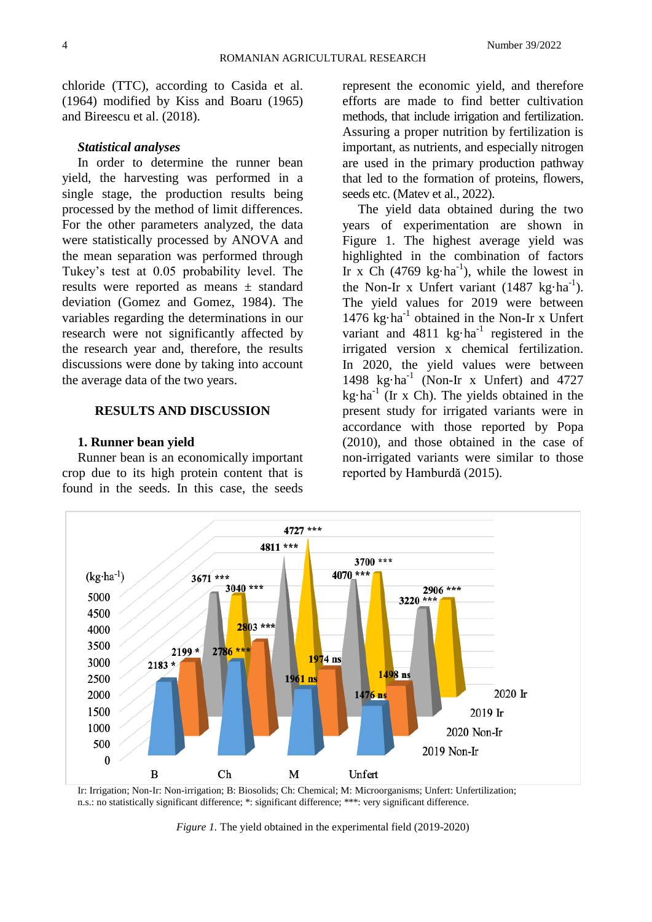chloride (TTC), according to Casida et al. (1964) modified by Kiss and Boaru (1965) and Bireescu et al. (2018).

***Statistical analyses***

In order to determine the runner bean yield, the harvesting was performed in a single stage, the production results being processed by the method of limit differences. For the other parameters analyzed, the data were statistically processed by ANOVA and the mean separation was performed through Tukey's test at 0.05 probability level. The results were reported as means ± standard deviation (Gomez and Gomez, 1984). The variables regarding the determinations in our research were not significantly affected by the research year and, therefore, the results discussions were done by taking into account the average data of the two years.

## RESULTS AND DISCUSSION

### 1. Runner bean yield

Runner bean is an economically important crop due to its high protein content that is found in the seeds. In this case, the seeds represent the economic yield, and therefore efforts are made to find better cultivation methods, that include irrigation and fertilization. Assuring a proper nutrition by fertilization is important, as nutrients, and especially nitrogen are used in the primary production pathway that led to the formation of proteins, flowers, seeds etc. (Matev et al., 2022).

The yield data obtained during the two years of experimentation are shown in Figure 1. The highest average yield was highlighted in the combination of factors Ir x Ch (4769 kg·ha$^{-1}$), while the lowest in the Non-Ir x Unfert variant (1487 kg·ha$^{-1}$). The yield values for 2019 were between 1476 kg·ha$^{-1}$ obtained in the Non-Ir x Unfert variant and 4811 kg·ha$^{-1}$ registered in the irrigated version x chemical fertilization. In 2020, the yield values were between 1498 kg·ha$^{-1}$ (Non-Ir x Unfert) and 4727 kg·ha$^{-1}$ (Ir x Ch). The yields obtained in the present study for irrigated variants were in accordance with those reported by Popa (2010), and those obtained in the case of non-irrigated variants were similar to those reported by Hamburdă (2015).

Ir: Irrigation; Non-Ir: Non-irrigation; B: Biosolids; Ch: Chemical; M: Microorganisms; Unfert: Unfertilization; n.s.: no statistically significant difference; *: significant difference; ***: very significant difference.

*Figure 1.* The yield obtained in the experimental field (2019-2020)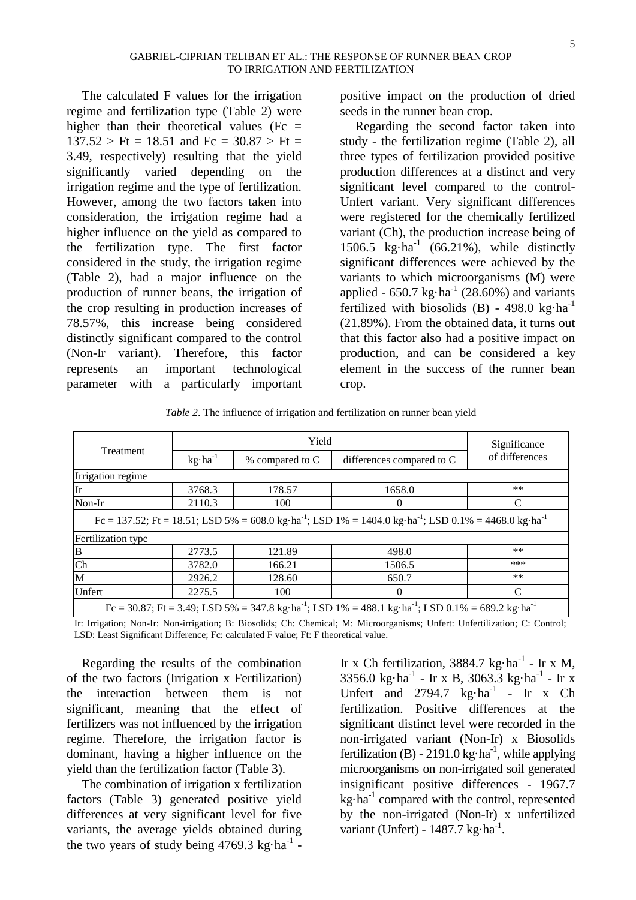The calculated F values for the irrigation regime and fertilization type (Table 2) were higher than their theoretical values (Fc = 137.52 > Ft = 18.51 and Fc = 30.87 > Ft = 3.49, respectively) resulting that the yield significantly varied depending on the irrigation regime and the type of fertilization. However, among the two factors taken into consideration, the irrigation regime had a higher influence on the yield as compared to the fertilization type. The first factor considered in the study, the irrigation regime (Table 2), had a major influence on the production of runner beans, the irrigation of the crop resulting in production increases of 78.57%, this increase being considered distinctly significant compared to the control (Non-Ir variant). Therefore, this factor represents an important technological parameter with a particularly important positive impact on the production of dried seeds in the runner bean crop.

Regarding the second factor taken into study - the fertilization regime (Table 2), all three types of fertilization provided positive production differences at a distinct and very significant level compared to the control-Unfert variant. Very significant differences were registered for the chemically fertilized variant (Ch), the production increase being of 1506.5 $kg \cdot ha^{-1}$ (66.21%), while distinctly significant differences were achieved by the variants to which microorganisms (M) were applied - 650.7 $kg \cdot ha^{-1}$ (28.60%) and variants fertilized with biosolids (B) - 498.0 $kg \cdot ha^{-1}$ (21.89%). From the obtained data, it turns out that this factor also had a positive impact on production, and can be considered a key element in the success of the runner bean crop.

*Table 2*. The influence of irrigation and fertilization on runner bean yield

| Treatment | Yield | | | Significance of differences |
|---|---|---|---|---|
| | $kg \cdot ha^{-1}$ | % compared to C | differences compared to C | |
| Irrigation regime | | | | |
| Ir | 3768.3 | 178.57 | 1658.0 | ** |
| Non-Ir | 2110.3 | 100 | 0 | C |
| Fc = 137.52; Ft = 18.51; LSD 5% = 608.0 $kg \cdot ha^{-1}$; LSD 1% = 1404.0 $kg \cdot ha^{-1}$; LSD 0.1% = 4468.0 $kg \cdot ha^{-1}$ | | | | |
| Fertilization type | | | | |
| B | 2773.5 | 121.89 | 498.0 | ** |
| Ch | 3782.0 | 166.21 | 1506.5 | *** |
| M | 2926.2 | 128.60 | 650.7 | ** |
| Unfert | 2275.5 | 100 | 0 | C |
| Fc = 30.87; Ft = 3.49; LSD 5% = 347.8 $kg \cdot ha^{-1}$; LSD 1% = 488.1 $kg \cdot ha^{-1}$; LSD 0.1% = 689.2 $kg \cdot ha^{-1}$ | | | | |

Ir: Irrigation; Non-Ir: Non-irrigation; B: Biosolids; Ch: Chemical; M: Microorganisms; Unfert: Unfertilization; C: Control; LSD: Least Significant Difference; Fc: calculated F value; Ft: F theoretical value.

Regarding the results of the combination of the two factors (Irrigation x Fertilization) the interaction between them is not significant, meaning that the effect of fertilizers was not influenced by the irrigation regime. Therefore, the irrigation factor is dominant, having a higher influence on the yield than the fertilization factor (Table 3).

The combination of irrigation x fertilization factors (Table 3) generated positive yield differences at very significant level for five variants, the average yields obtained during the two years of study being 4769.3 $kg \cdot ha^{-1}$ - Ir x Ch fertilization, 3884.7 $kg \cdot ha^{-1}$ - Ir x M, 3356.0 $kg \cdot ha^{-1}$ - Ir x B, 3063.3 $kg \cdot ha^{-1}$ - Ir x Unfert and 2794.7 $kg \cdot ha^{-1}$ - Ir x Ch fertilization. Positive differences at the significant distinct level were recorded in the non-irrigated variant (Non-Ir) x Biosolids fertilization (B) - 2191.0 $kg \cdot ha^{-1}$, while applying microorganisms on non-irrigated soil generated insignificant positive differences - 1967.7 $kg \cdot ha^{-1}$ compared with the control, represented by the non-irrigated (Non-Ir) x unfertilized variant (Unfert) - 1487.7 $kg \cdot ha^{-1}$.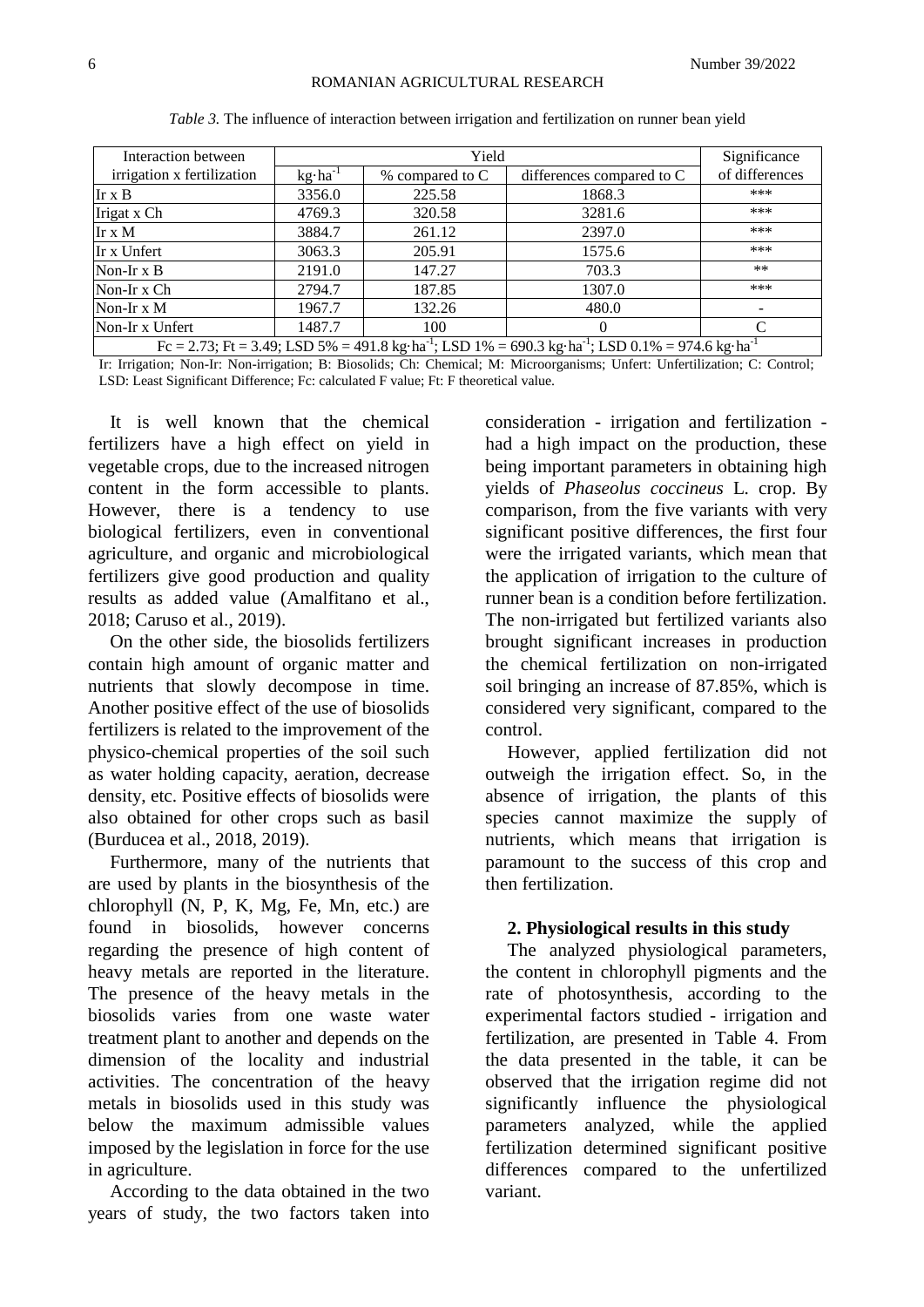*Table 3.* The influence of interaction between irrigation and fertilization on runner bean yield

| Interaction between irrigation x fertilization | Yield | | | Significance of differences |
|---|---|---|---|---|
| | $kg \cdot ha^{-1}$ | % compared to C | differences compared to C | |
| Ir x B | 3356.0 | 225.58 | 1868.3 | *** |
| Irigat x Ch | 4769.3 | 320.58 | 3281.6 | *** |
| Ir x M | 3884.7 | 261.12 | 2397.0 | *** |
| Ir x Unfert | 3063.3 | 205.91 | 1575.6 | *** |
| Non-Ir x B | 2191.0 | 147.27 | 703.3 | ** |
| Non-Ir x Ch | 2794.7 | 187.85 | 1307.0 | *** |
| Non-Ir x M | 1967.7 | 132.26 | 480.0 | - |
| Non-Ir x Unfert | 1487.7 | 100 | 0 | C |
| Fc = 2.73; Ft = 3.49; LSD 5% = 491.8 $kg \cdot ha^{-1}$; LSD 1% = 690.3 $kg \cdot ha^{-1}$; LSD 0.1% = 974.6 $kg \cdot ha^{-1}$ | | | | |

Ir: Irrigation; Non-Ir: Non-irrigation; B: Biosolids; Ch: Chemical; M: Microorganisms; Unfert: Unfertilization; C: Control; LSD: Least Significant Difference; Fc: calculated F value; Ft: F theoretical value.

It is well known that the chemical fertilizers have a high effect on yield in vegetable crops, due to the increased nitrogen content in the form accessible to plants. However, there is a tendency to use biological fertilizers, even in conventional agriculture, and organic and microbiological fertilizers give good production and quality results as added value (Amalfitano et al., 2018; Caruso et al., 2019).

On the other side, the biosolids fertilizers contain high amount of organic matter and nutrients that slowly decompose in time. Another positive effect of the use of biosolids fertilizers is related to the improvement of the physico-chemical properties of the soil such as water holding capacity, aeration, decrease density, etc. Positive effects of biosolids were also obtained for other crops such as basil (Burducea et al., 2018, 2019).

Furthermore, many of the nutrients that are used by plants in the biosynthesis of the chlorophyll (N, P, K, Mg, Fe, Mn, etc.) are found in biosolids, however concerns regarding the presence of high content of heavy metals are reported in the literature. The presence of the heavy metals in the biosolids varies from one waste water treatment plant to another and depends on the dimension of the locality and industrial activities. The concentration of the heavy metals in biosolids used in this study was below the maximum admissible values imposed by the legislation in force for the use in agriculture.

According to the data obtained in the two years of study, the two factors taken into consideration - irrigation and fertilization - had a high impact on the production, these being important parameters in obtaining high yields of *Phaseolus coccineus* L. crop. By comparison, from the five variants with very significant positive differences, the first four were the irrigated variants, which mean that the application of irrigation to the culture of runner bean is a condition before fertilization. The non-irrigated but fertilized variants also brought significant increases in production the chemical fertilization on non-irrigated soil bringing an increase of 87.85%, which is considered very significant, compared to the control.

However, applied fertilization did not outweigh the irrigation effect. So, in the absence of irrigation, the plants of this species cannot maximize the supply of nutrients, which means that irrigation is paramount to the success of this crop and then fertilization.

**2. Physiological results in this study**

The analyzed physiological parameters, the content in chlorophyll pigments and the rate of photosynthesis, according to the experimental factors studied - irrigation and fertilization, are presented in Table 4. From the data presented in the table, it can be observed that the irrigation regime did not significantly influence the physiological parameters analyzed, while the applied fertilization determined significant positive differences compared to the unfertilized variant.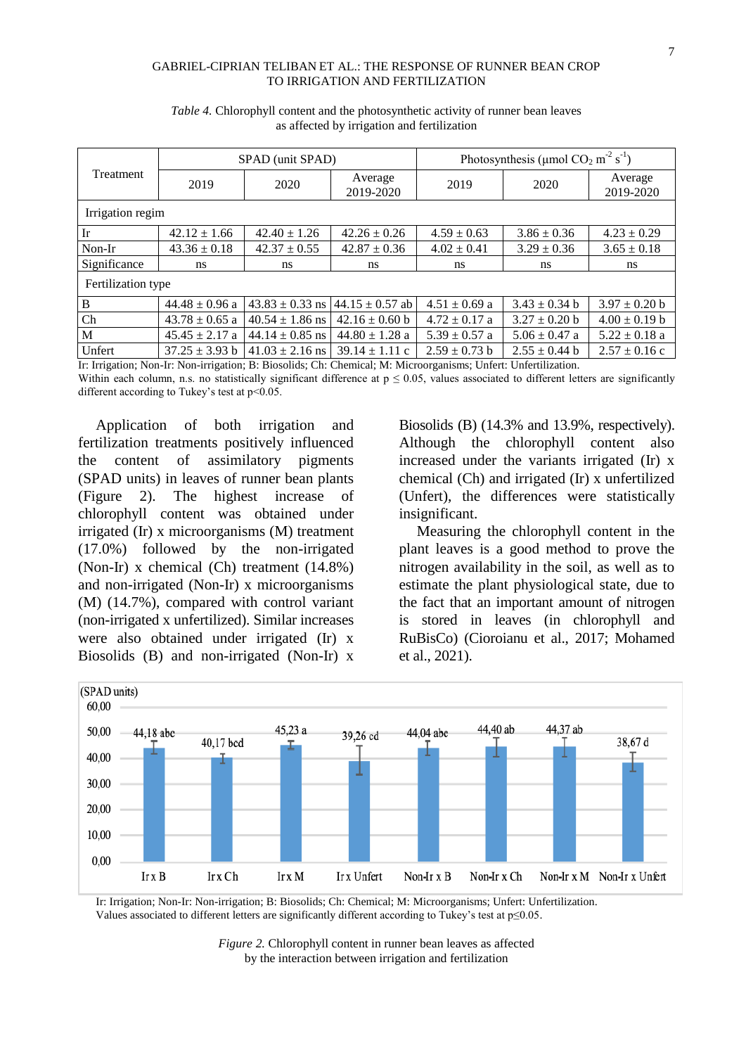*Table 4.* Chlorophyll content and the photosynthetic activity of runner bean leaves as affected by irrigation and fertilization

| Treatment | SPAD (unit SPAD) | | | Photosynthesis (μmol $CO_2$ $m^{-2}$ $s^{-1}$) | | |
|---|---|---|---|---|---|---|
| | 2019 | 2020 | Average 2019-2020 | 2019 | 2020 | Average 2019-2020 |
| Irrigation regim | | | | | | |
| Ir | 42.12 ± 1.66 | 42.40 ± 1.26 | 42.26 ± 0.26 | 4.59 ± 0.63 | 3.86 ± 0.36 | 4.23 ± 0.29 |
| Non-Ir | 43.36 ± 0.18 | 42.37 ± 0.55 | 42.87 ± 0.36 | 4.02 ± 0.41 | 3.29 ± 0.36 | 3.65 ± 0.18 |
| Significance | ns | ns | ns | ns | ns | ns |
| Fertilization type | | | | | | |
| B | 44.48 ± 0.96 a | 43.83 ± 0.33 ns | 44.15 ± 0.57 ab | 4.51 ± 0.69 a | 3.43 ± 0.34 b | 3.97 ± 0.20 b |
| Ch | 43.78 ± 0.65 a | 40.54 ± 1.86 ns | 42.16 ± 0.60 b | 4.72 ± 0.17 a | 3.27 ± 0.20 b | 4.00 ± 0.19 b |
| M | 45.45 ± 2.17 a | 44.14 ± 0.85 ns | 44.80 ± 1.28 a | 5.39 ± 0.57 a | 5.06 ± 0.47 a | 5.22 ± 0.18 a |
| Unfert | 37.25 ± 3.93 b | 41.03 ± 2.16 ns | 39.14 ± 1.11 c | 2.59 ± 0.73 b | 2.55 ± 0.44 b | 2.57 ± 0.16 c |

Ir: Irrigation; Non-Ir: Non-irrigation; B: Biosolids; Ch: Chemical; M: Microorganisms; Unfert: Unfertilization.
Within each column, n.s. no statistically significant difference at $p \leq 0.05$, values associated to different letters are significantly different according to Tukey's test at $p<0.05$.

Application of both irrigation and fertilization treatments positively influenced the content of assimilatory pigments (SPAD units) in leaves of runner bean plants (Figure 2). The highest increase of chlorophyll content was obtained under irrigated (Ir) x microorganisms (M) treatment (17.0%) followed by the non-irrigated (Non-Ir) x chemical (Ch) treatment (14.8%) and non-irrigated (Non-Ir) x microorganisms (M) (14.7%), compared with control variant (non-irrigated x unfertilized). Similar increases were also obtained under irrigated (Ir) x Biosolids (B) and non-irrigated (Non-Ir) x Biosolids (B) (14.3% and 13.9%, respectively). Although the chlorophyll content also increased under the variants irrigated (Ir) x chemical (Ch) and irrigated (Ir) x unfertilized (Unfert), the differences were statistically insignificant.

Measuring the chlorophyll content in the plant leaves is a good method to prove the nitrogen availability in the soil, as well as to estimate the plant physiological state, due to the fact that an important amount of nitrogen is stored in leaves (in chlorophyll and RuBisCo) (Cioroianu et al., 2017; Mohamed et al., 2021).

Ir: Irrigation; Non-Ir: Non-irrigation; B: Biosolids; Ch: Chemical; M: Microorganisms; Unfert: Unfertilization.
Values associated to different letters are significantly different according to Tukey's test at $p \leq 0.05$.

*Figure 2.* Chlorophyll content in runner bean leaves as affected by the interaction between irrigation and fertilization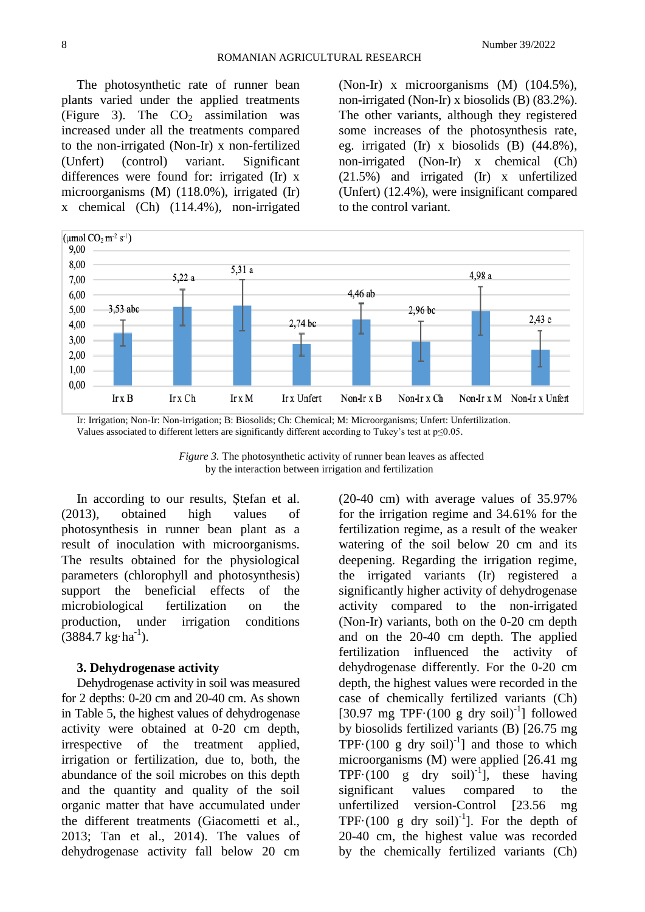The photosynthetic rate of runner bean plants varied under the applied treatments (Figure 3). The $CO_2$ assimilation was increased under all the treatments compared to the non-irrigated (Non-Ir) x non-fertilized (Unfert) (control) variant. Significant differences were found for: irrigated (Ir) x microorganisms (M) (118.0%), irrigated (Ir) x chemical (Ch) (114.4%), non-irrigated (Non-Ir) x microorganisms (M) (104.5%), non-irrigated (Non-Ir) x biosolids (B) (83.2%). The other variants, although they registered some increases of the photosynthesis rate, eg. irrigated (Ir) x biosolids (B) (44.8%), non-irrigated (Non-Ir) x chemical (Ch) (21.5%) and irrigated (Ir) x unfertilized (Unfert) (12.4%), were insignificant compared to the control variant.

| Variant | Photosynthetic activity ($\mu$mol $CO_2$ $m^{-2}$ $s^{-1}$) |
|---|---|
| Ir x B | 3,53 abc |
| Ir x Ch | 5,22 a |
| Ir x M | 5,31 a |
| Ir x Unfert | 2,74 bc |
| Non-Ir x B | 4,46 ab |
| Non-Ir x Ch | 2,96 bc |
| Non-Ir x M | 4,98 a |
| Non-Ir x Unfert | 2,43 c |

Ir: Irrigation; Non-Ir: Non-irrigation; B: Biosolids; Ch: Chemical; M: Microorganisms; Unfert: Unfertilization.
Values associated to different letters are significantly different according to Tukey's test at $p \leq 0.05$.

*Figure 3.* The photosynthetic activity of runner bean leaves as affected by the interaction between irrigation and fertilization

In according to our results, Ştefan et al. (2013), obtained high values of photosynthesis in runner bean plant as a result of inoculation with microorganisms. The results obtained for the physiological parameters (chlorophyll and photosynthesis) support the beneficial effects of the microbiological fertilization on the production, under irrigation conditions (3884.7 $kg \cdot ha^{-1}$).

### 3. Dehydrogenase activity

Dehydrogenase activity in soil was measured for 2 depths: 0-20 cm and 20-40 cm. As shown in Table 5, the highest values of dehydrogenase activity were obtained at 0-20 cm depth, irrespective of the treatment applied, irrigation or fertilization, due to, both, the abundance of the soil microbes on this depth and the quantity and quality of the soil organic matter that have accumulated under the different treatments (Giacometti et al., 2013; Tan et al., 2014). The values of dehydrogenase activity fall below 20 cm (20-40 cm) with average values of 35.97% for the irrigation regime and 34.61% for the fertilization regime, as a result of the weaker watering of the soil below 20 cm and its deepening. Regarding the irrigation regime, the irrigated variants (Ir) registered a significantly higher activity of dehydrogenase activity compared to the non-irrigated (Non-Ir) variants, both on the 0-20 cm depth and on the 20-40 cm depth. The applied fertilization influenced the activity of dehydrogenase differently. For the 0-20 cm depth, the highest values were recorded in the case of chemically fertilized variants (Ch) [30.97 mg TPF$\cdot$(100 g dry soil)$^{-1}$] followed by biosolids fertilized variants (B) [26.75 mg TPF$\cdot$(100 g dry soil)$^{-1}$] and those to which microorganisms (M) were applied [26.41 mg TPF$\cdot$(100 g dry soil)$^{-1}$], these having significant values compared to the unfertilized version-Control [23.56 mg TPF$\cdot$(100 g dry soil)$^{-1}$]. For the depth of 20-40 cm, the highest value was recorded by the chemically fertilized variants (Ch)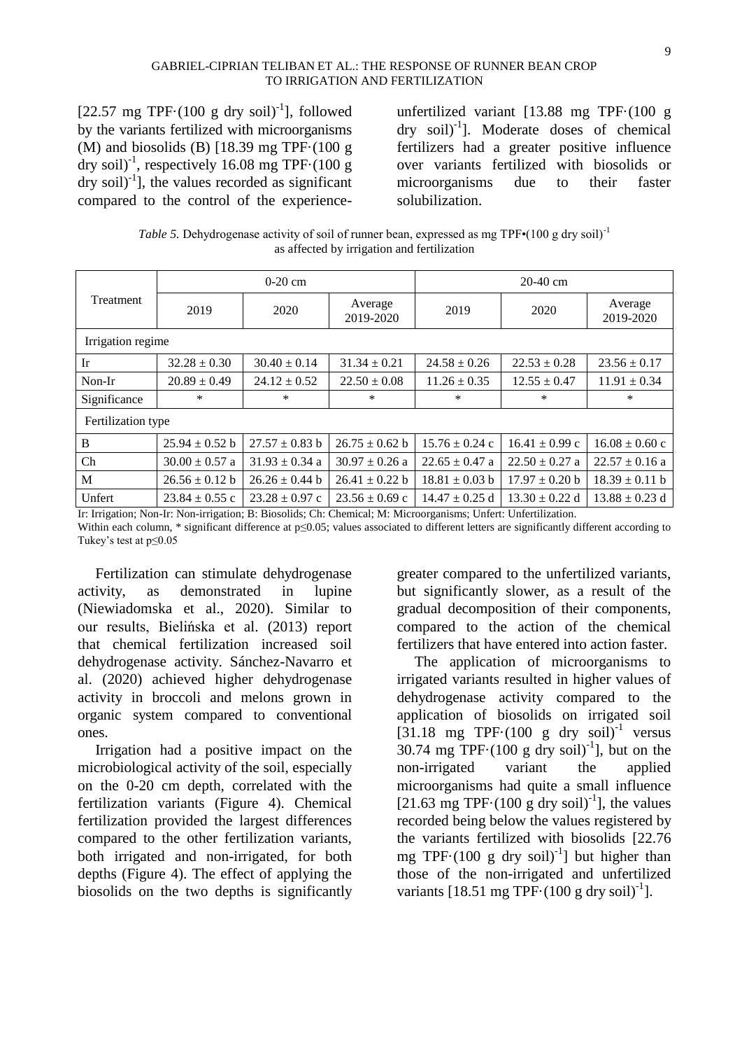[22.57 mg TPF·(100 g dry soil)$^{-1}$], followed by the variants fertilized with microorganisms (M) and biosolids (B) [18.39 mg TPF·(100 g dry soil)$^{-1}$, respectively 16.08 mg TPF·(100 g dry soil)$^{-1}$], the values recorded as significant compared to the control of the experience-unfertilized variant [13.88 mg TPF·(100 g dry soil)$^{-1}$]. Moderate doses of chemical fertilizers had a greater positive influence over variants fertilized with biosolids or microorganisms due to their faster solubilization.

*Table 5.* Dehydrogenase activity of soil of runner bean, expressed as mg TPF•(100 g dry soil)$^{-1}$ as affected by irrigation and fertilization

| Treatment | 0-20 cm | | | 20-40 cm | | |
|---|---|---|---|---|---|---|
| | 2019 | 2020 | Average 2019-2020 | 2019 | 2020 | Average 2019-2020 |
| Irrigation regime | | | | | | |
| Ir | 32.28 ± 0.30 | 30.40 ± 0.14 | 31.34 ± 0.21 | 24.58 ± 0.26 | 22.53 ± 0.28 | 23.56 ± 0.17 |
| Non-Ir | 20.89 ± 0.49 | 24.12 ± 0.52 | 22.50 ± 0.08 | 11.26 ± 0.35 | 12.55 ± 0.47 | 11.91 ± 0.34 |
| Significance | * | * | * | * | * | * |
| Fertilization type | | | | | | |
| B | 25.94 ± 0.52 b | 27.57 ± 0.83 b | 26.75 ± 0.62 b | 15.76 ± 0.24 c | 16.41 ± 0.99 c | 16.08 ± 0.60 c |
| Ch | 30.00 ± 0.57 a | 31.93 ± 0.34 a | 30.97 ± 0.26 a | 22.65 ± 0.47 a | 22.50 ± 0.27 a | 22.57 ± 0.16 a |
| M | 26.56 ± 0.12 b | 26.26 ± 0.44 b | 26.41 ± 0.22 b | 18.81 ± 0.03 b | 17.97 ± 0.20 b | 18.39 ± 0.11 b |
| Unfert | 23.84 ± 0.55 c | 23.28 ± 0.97 c | 23.56 ± 0.69 c | 14.47 ± 0.25 d | 13.30 ± 0.22 d | 13.88 ± 0.23 d |

Ir: Irrigation; Non-Ir: Non-irrigation; B: Biosolids; Ch: Chemical; M: Microorganisms; Unfert: Unfertilization.
Within each column, * significant difference at $p \leq 0.05$; values associated to different letters are significantly different according to Tukey's test at $p \leq 0.05$

Fertilization can stimulate dehydrogenase activity, as demonstrated in lupine (Niewiadomska et al., 2020). Similar to our results, Bielińska et al. (2013) report that chemical fertilization increased soil dehydrogenase activity. Sánchez-Navarro et al. (2020) achieved higher dehydrogenase activity in broccoli and melons grown in organic system compared to conventional ones.

Irrigation had a positive impact on the microbiological activity of the soil, especially on the 0-20 cm depth, correlated with the fertilization variants (Figure 4). Chemical fertilization provided the largest differences compared to the other fertilization variants, both irrigated and non-irrigated, for both depths (Figure 4). The effect of applying the biosolids on the two depths is significantly greater compared to the unfertilized variants, but significantly slower, as a result of the gradual decomposition of their components, compared to the action of the chemical fertilizers that have entered into action faster.

The application of microorganisms to irrigated variants resulted in higher values of dehydrogenase activity compared to the application of biosolids on irrigated soil [31.18 mg TPF·(100 g dry soil)$^{-1}$ versus 30.74 mg TPF·(100 g dry soil)$^{-1}$], but on the non-irrigated variant the applied microorganisms had quite a small influence [21.63 mg TPF·(100 g dry soil)$^{-1}$], the values recorded being below the values registered by the variants fertilized with biosolids [22.76 mg TPF·(100 g dry soil)$^{-1}$] but higher than those of the non-irrigated and unfertilized variants [18.51 mg TPF·(100 g dry soil)$^{-1}$].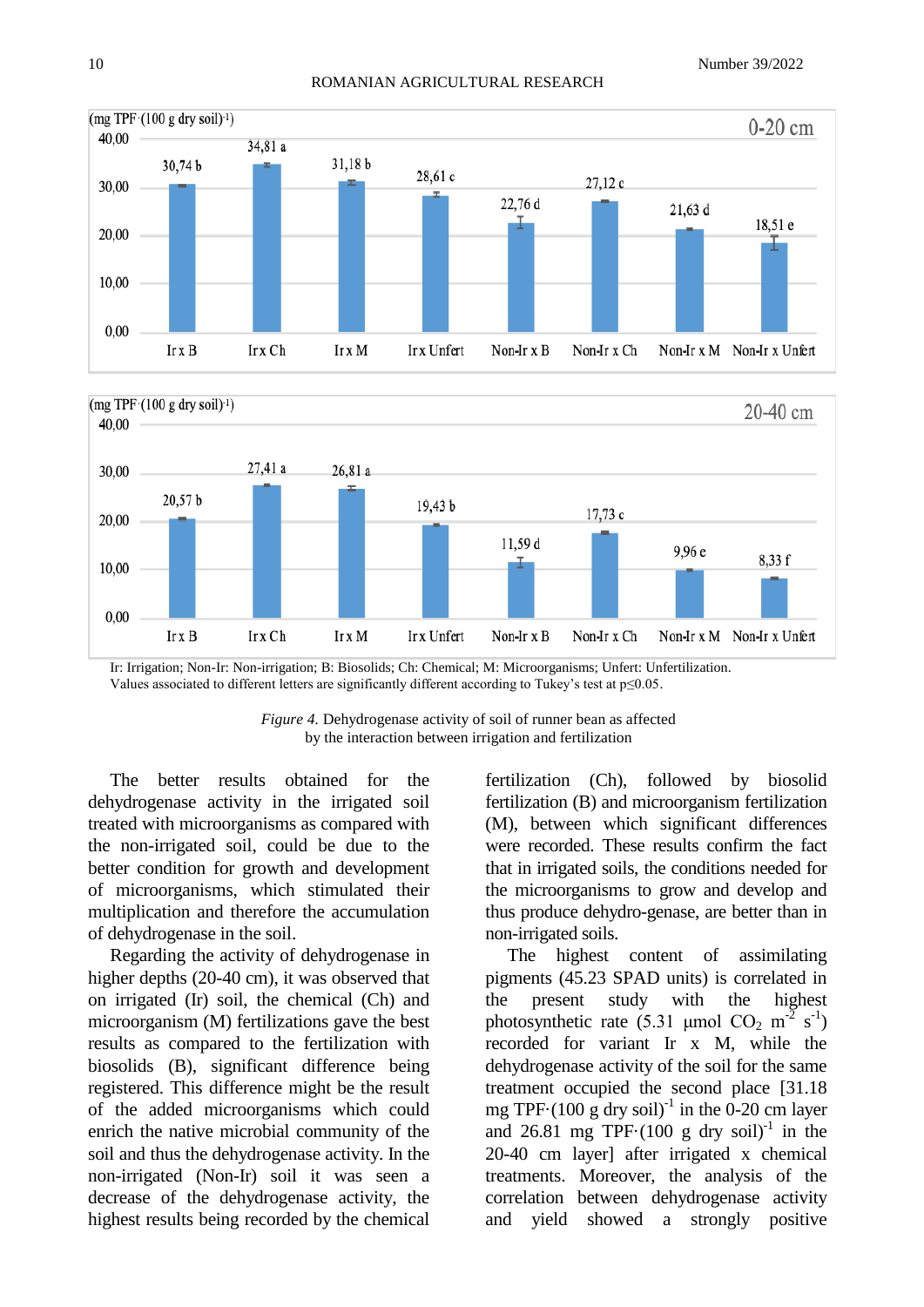Ir: Irrigation; Non-Ir: Non-irrigation; B: Biosolids; Ch: Chemical; M: Microorganisms; Unfert: Unfertilization.
Values associated to different letters are significantly different according to Tukey's test at p≤0.05.

*Figure 4.* Dehydrogenase activity of soil of runner bean as affected by the interaction between irrigation and fertilization

The better results obtained for the dehydrogenase activity in the irrigated soil treated with microorganisms as compared with the non-irrigated soil, could be due to the better condition for growth and development of microorganisms, which stimulated their multiplication and therefore the accumulation of dehydrogenase in the soil.

Regarding the activity of dehydrogenase in higher depths (20-40 cm), it was observed that on irrigated (Ir) soil, the chemical (Ch) and microorganism (M) fertilizations gave the best results as compared to the fertilization with biosolids (B), significant difference being registered. This difference might be the result of the added microorganisms which could enrich the native microbial community of the soil and thus the dehydrogenase activity. In the non-irrigated (Non-Ir) soil it was seen a decrease of the dehydrogenase activity, the highest results being recorded by the chemical fertilization (Ch), followed by biosolid fertilization (B) and microorganism fertilization (M), between which significant differences were recorded. These results confirm the fact that in irrigated soils, the conditions needed for the microorganisms to grow and develop and thus produce dehydro-genase, are better than in non-irrigated soils.

The highest content of assimilating pigments (45.23 SPAD units) is correlated in the present study with the highest photosynthetic rate (5.31 μmol $CO_2$ $m^{-2}$ $s^{-1}$) recorded for variant Ir x M, while the dehydrogenase activity of the soil for the same treatment occupied the second place [31.18 mg TPF·(100 g dry soil)$^{-1}$ in the 0-20 cm layer and 26.81 mg TPF·(100 g dry soil)$^{-1}$ in the 20-40 cm layer] after irrigated x chemical treatments. Moreover, the analysis of the correlation between dehydrogenase activity and yield showed a strongly positive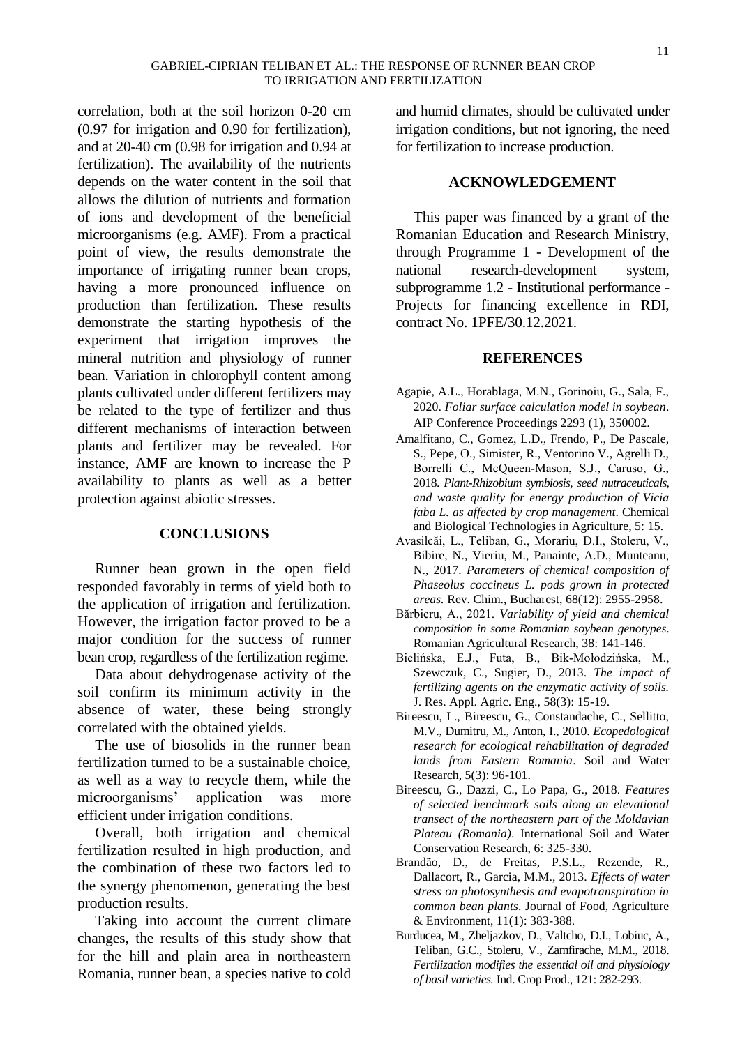correlation, both at the soil horizon 0-20 cm (0.97 for irrigation and 0.90 for fertilization), and at 20-40 cm (0.98 for irrigation and 0.94 at fertilization). The availability of the nutrients depends on the water content in the soil that allows the dilution of nutrients and formation of ions and development of the beneficial microorganisms (e.g. AMF). From a practical point of view, the results demonstrate the importance of irrigating runner bean crops, having a more pronounced influence on production than fertilization. These results demonstrate the starting hypothesis of the experiment that irrigation improves the mineral nutrition and physiology of runner bean. Variation in chlorophyll content among plants cultivated under different fertilizers may be related to the type of fertilizer and thus different mechanisms of interaction between plants and fertilizer may be revealed. For instance, AMF are known to increase the P availability to plants as well as a better protection against abiotic stresses.

## CONCLUSIONS

Runner bean grown in the open field responded favorably in terms of yield both to the application of irrigation and fertilization. However, the irrigation factor proved to be a major condition for the success of runner bean crop, regardless of the fertilization regime.

Data about dehydrogenase activity of the soil confirm its minimum activity in the absence of water, these being strongly correlated with the obtained yields.

The use of biosolids in the runner bean fertilization turned to be a sustainable choice, as well as a way to recycle them, while the microorganisms' application was more efficient under irrigation conditions.

Overall, both irrigation and chemical fertilization resulted in high production, and the combination of these two factors led to the synergy phenomenon, generating the best production results.

Taking into account the current climate changes, the results of this study show that for the hill and plain area in northeastern Romania, runner bean, a species native to cold and humid climates, should be cultivated under irrigation conditions, but not ignoring, the need for fertilization to increase production.

## ACKNOWLEDGEMENT

This paper was financed by a grant of the Romanian Education and Research Ministry, through Programme 1 - Development of the national research-development system, subprogramme 1.2 - Institutional performance - Projects for financing excellence in RDI, contract No. 1PFE/30.12.2021.

## REFERENCES

Agapie, A.L., Horablaga, M.N., Gorinoiu, G., Sala, F., 2020. *Foliar surface calculation model in soybean*. AIP Conference Proceedings 2293 (1), 350002.

Amalfitano, C., Gomez, L.D., Frendo, P., De Pascale, S., Pepe, O., Simister, R., Ventorino V., Agrelli D., Borrelli C., McQueen-Mason, S.J., Caruso, G., 2018. *Plant-Rhizobium symbiosis, seed nutraceuticals, and waste quality for energy production of Vicia faba L. as affected by crop management*. Chemical and Biological Technologies in Agriculture, 5: 15.

Avasilcăi, L., Teliban, G., Morariu, D.I., Stoleru, V., Bibire, N., Vieriu, M., Panainte, A.D., Munteanu, N., 2017. *Parameters of chemical composition of Phaseolus coccineus L. pods grown in protected areas*. Rev. Chim., Bucharest, 68(12): 2955-2958.

Bărbieru, A., 2021. *Variability of yield and chemical composition in some Romanian soybean genotypes*. Romanian Agricultural Research, 38: 141-146.

Bielińska, E.J., Futa, B., Bik-Mołodzińska, M., Szewczuk, C., Sugier, D., 2013. *The impact of fertilizing agents on the enzymatic activity of soils.* J. Res. Appl. Agric. Eng., 58(3): 15-19.

Bireescu, L., Bireescu, G., Constandache, C., Sellitto, M.V., Dumitru, M., Anton, I., 2010. *Ecopedological research for ecological rehabilitation of degraded lands from Eastern Romania*. Soil and Water Research, 5(3): 96-101.

Bireescu, G., Dazzi, C., Lo Papa, G., 2018. *Features of selected benchmark soils along an elevational transect of the northeastern part of the Moldavian Plateau (Romania)*. International Soil and Water Conservation Research, 6: 325-330.

Brandão, D., de Freitas, P.S.L., Rezende, R., Dallacort, R., Garcia, M.M., 2013. *Effects of water stress on photosynthesis and evapotranspiration in common bean plants*. Journal of Food, Agriculture & Environment, 11(1): 383-388.

Burducea, M., Zheljazkov, D., Valtcho, D.I., Lobiuc, A., Teliban, G.C., Stoleru, V., Zamfirache, M.M., 2018. *Fertilization modifies the essential oil and physiology of basil varieties.* Ind. Crop Prod., 121: 282-293.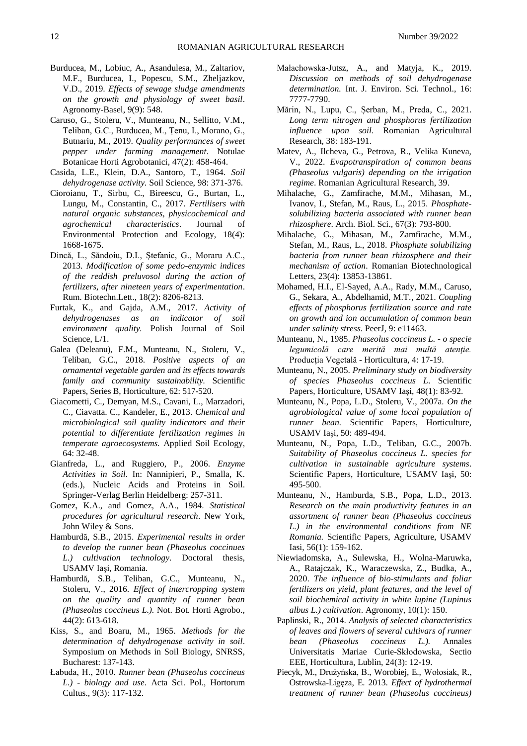Burducea, M., Lobiuc, A., Asandulesa, M., Zaltariov, M.F., Burducea, I., Popescu, S.M., Zheljazkov, V.D., 2019. *Effects of sewage sludge amendments on the growth and physiology of sweet basil*. Agronomy-Basel, 9(9): 548.

Caruso, G., Stoleru, V., Munteanu, N., Sellitto, V.M., Teliban, G.C., Burducea, M., Țenu, I., Morano, G., Butnariu, M., 2019. *Quality performances of sweet pepper under farming management*. Notulae Botanicae Horti Agrobotanici, 47(2): 458-464.

Casida, L.E., Klein, D.A., Santoro, T., 1964. *Soil dehydrogenase activity*. Soil Science, 98: 371-376.

Cioroianu, T., Sirbu, C., Bireescu, G., Burtan, L., Lungu, M., Constantin, C., 2017. *Fertilisers with natural organic substances, physicochemical and agrochemical characteristics*. Journal of Environmental Protection and Ecology, 18(4): 1668-1675.

Dincă, L., Săndoiu, D.I., Ștefanic, G., Moraru A.C., 2013. *Modification of some pedo-enzymic indices of the reddish preluvosol during the action of fertilizers, after nineteen years of experimentation*. Rum. Biotechn.Lett., 18(2): 8206-8213.

Furtak, K., and Gajda, A.M., 2017. *Activity of dehydrogenases as an indicator of soil environment quality*. Polish Journal of Soil Science, L/1.

Galea (Deleanu), F.M., Munteanu, N., Stoleru, V., Teliban, G.C., 2018. *Positive aspects of an ornamental vegetable garden and its effects towards family and community sustainability*. Scientific Papers, Series B, Horticulture, 62: 517-520.

Giacometti, C., Demyan, M.S., Cavani, L., Marzadori, C., Ciavatta. C., Kandeler, E., 2013. *Chemical and microbiological soil quality indicators and their potential to differentiate fertilization regimes in temperate agroecosystems.* Applied Soil Ecology, 64: 32-48.

Gianfreda, L., and Ruggiero, P., 2006. *Enzyme Activities in Soil*. In: Nannipieri, P., Smalla, K. (eds.), Nucleic Acids and Proteins in Soil. Springer-Verlag Berlin Heidelberg: 257-311.

Gomez, K.A., and Gomez, A.A., 1984. *Statistical procedures for agricultural research*. New York, John Wiley & Sons.

Hamburdă, S.B., 2015. *Experimental results in order to develop the runner bean (Phaseolus coccinues L.) cultivation technology*. Doctoral thesis, USAMV Iaşi, Romania.

Hamburdă, S.B., Teliban, G.C., Munteanu, N., Stoleru, V., 2016. *Effect of intercropping system on the quality and quantity of runner bean (Phaseolus coccineus L.)*. Not. Bot. Horti Agrobo., 44(2): 613-618.

Kiss, S., and Boaru, M., 1965. *Methods for the determination of dehydrogenase activity in soil*. Symposium on Methods in Soil Biology, SNRSS, Bucharest: 137-143.

Łabuda, H., 2010. *Runner bean (Phaseolus coccineus L.) - biology and use.* Acta Sci. Pol., Hortorum Cultus., 9(3): 117-132.

Małachowska-Jutsz, A., and Matyja, K., 2019. *Discussion on methods of soil dehydrogenase determination.* Int. J. Environ. Sci. Technol., 16: 7777-7790.

Mărin, N., Lupu, C., Șerban, M., Preda, C., 2021. *Long term nitrogen and phosphorus fertilization influence upon soil*. Romanian Agricultural Research, 38: 183-191.

Matev, A., Ilcheva, G., Petrova, R., Velika Kuneva, V., 2022. *Evapotranspiration of common beans (Phaseolus vulgaris) depending on the irrigation regime*. Romanian Agricultural Research, 39.

Mihalache, G., Zamfirache, M.M., Mihasan, M., Ivanov, I., Stefan, M., Raus, L., 2015. *Phosphate-solubilizing bacteria associated with runner bean rhizosphere*. Arch. Biol. Sci., 67(3): 793-800.

Mihalache, G., Mihasan, M., Zamfirache, M.M., Stefan, M., Raus, L., 2018. *Phosphate solubilizing bacteria from runner bean rhizosphere and their mechanism of action*. Romanian Biotechnological Letters, 23(4): 13853-13861.

Mohamed, H.I., El-Sayed, A.A., Rady, M.M., Caruso, G., Sekara, A., Abdelhamid, M.T., 2021. *Coupling effects of phosphorus fertilization source and rate on growth and ion accumulation of common bean under salinity stress*. PeerJ, 9: e11463.

Munteanu, N., 1985. *Phaseolus coccineus L. - o specie legumicolă care merită mai multă atenție.* Producția Vegetală - Horticultura, 4: 17-19.

Munteanu, N., 2005. *Preliminary study on biodiversity of species Phaseolus coccineus L*. Scientific Papers, Horticulture, USAMV Iaşi, 48(1): 83-92.

Munteanu, N., Popa, L.D., Stoleru, V., 2007a. *On the agrobiological value of some local population of runner bean.* Scientific Papers, Horticulture, USAMV Iaşi, 50: 489-494.

Munteanu, N., Popa, L.D., Teliban, G.C., 2007b. *Suitability of Phaseolus coccineus L. species for cultivation in sustainable agriculture systems*. Scientific Papers, Horticulture, USAMV Iaşi, 50: 495-500.

Munteanu, N., Hamburda, S.B., Popa, L.D., 2013. *Research on the main productivity features in an assortment of runner bean (Phaseolus coccineus L.) in the environmental conditions from NE Romania.* Scientific Papers, Agriculture, USAMV Iasi, 56(1): 159-162.

Niewiadomska, A., Sulewska, H., Wolna-Maruwka, A., Ratajczak, K., Waraczewska, Z., Budka, A., 2020. *The influence of bio-stimulants and foliar fertilizers on yield, plant features, and the level of soil biochemical activity in white lupine (Lupinus albus L.) cultivation*. Agronomy, 10(1): 150.

Paplinski, R., 2014. *Analysis of selected characteristics of leaves and flowers of several cultivars of runner bean (Phaseolus coccineus L.).* Annales Universitatis Mariae Curie-Skłodowska, Sectio EEE, Horticultura, Lublin, 24(3): 12-19.

Piecyk, M., Drużyńska, B., Worobiej, E., Wołosiak, R., Ostrowska-Ligęza, E. 2013. *Effect of hydrothermal treatment of runner bean (Phaseolus coccineus)*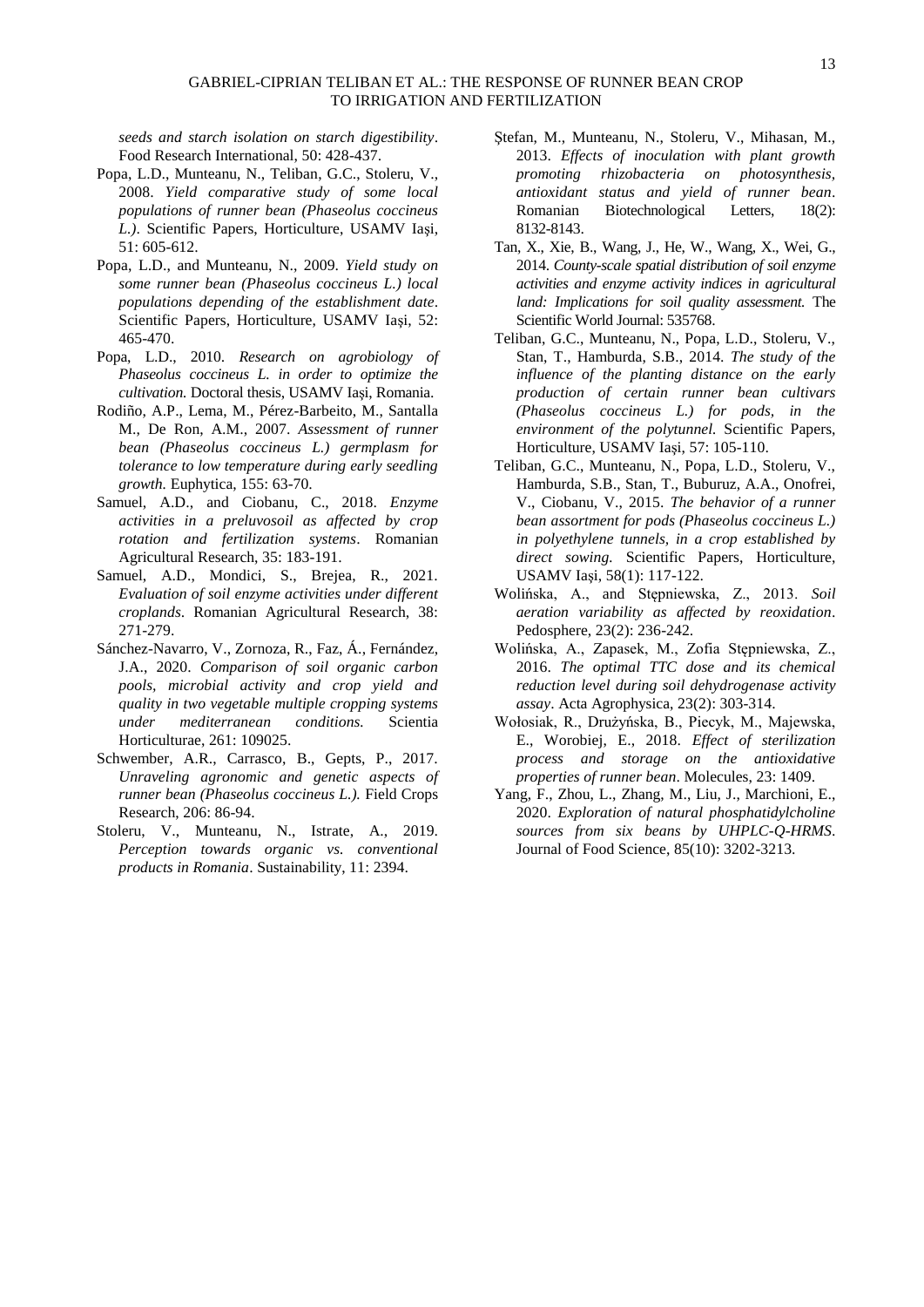*seeds and starch isolation on starch digestibility*. Food Research International, 50: 428-437.

Popa, L.D., Munteanu, N., Teliban, G.C., Stoleru, V., 2008. *Yield comparative study of some local populations of runner bean (Phaseolus coccineus L.)*. Scientific Papers, Horticulture, USAMV Iaşi, 51: 605-612.

Popa, L.D., and Munteanu, N., 2009. *Yield study on some runner bean (Phaseolus coccineus L.) local populations depending of the establishment date*. Scientific Papers, Horticulture, USAMV Iaşi, 52: 465-470.

Popa, L.D., 2010. *Research on agrobiology of Phaseolus coccineus L. in order to optimize the cultivation.* Doctoral thesis, USAMV Iaşi, Romania.

Rodiño, A.P., Lema, M., Pérez-Barbeito, M., Santalla M., De Ron, A.M., 2007. *Assessment of runner bean (Phaseolus coccineus L.) germplasm for tolerance to low temperature during early seedling growth.* Euphytica, 155: 63-70.

Samuel, A.D., and Ciobanu, C., 2018. *Enzyme activities in a preluvosoil as affected by crop rotation and fertilization systems*. Romanian Agricultural Research, 35: 183-191.

Samuel, A.D., Mondici, S., Brejea, R., 2021. *Evaluation of soil enzyme activities under different croplands*. Romanian Agricultural Research, 38: 271-279.

Sánchez-Navarro, V., Zornoza, R., Faz, Á., Fernández, J.A., 2020. *Comparison of soil organic carbon pools, microbial activity and crop yield and quality in two vegetable multiple cropping systems under mediterranean conditions.* Scientia Horticulturae, 261: 109025.

Schwember, A.R., Carrasco, B., Gepts, P., 2017. *Unraveling agronomic and genetic aspects of runner bean (Phaseolus coccineus L.).* Field Crops Research, 206: 86-94.

Stoleru, V., Munteanu, N., Istrate, A., 2019. *Perception towards organic vs. conventional products in Romania*. Sustainability, 11: 2394.

Ştefan, M., Munteanu, N., Stoleru, V., Mihasan, M., 2013. *Effects of inoculation with plant growth promoting rhizobacteria on photosynthesis, antioxidant status and yield of runner bean*. Romanian Biotechnological Letters, 18(2): 8132-8143.

Tan, X., Xie, B., Wang, J., He, W., Wang, X., Wei, G., 2014. *County-scale spatial distribution of soil enzyme activities and enzyme activity indices in agricultural land: Implications for soil quality assessment.* The Scientific World Journal: 535768.

Teliban, G.C., Munteanu, N., Popa, L.D., Stoleru, V., Stan, T., Hamburda, S.B., 2014. *The study of the influence of the planting distance on the early production of certain runner bean cultivars (Phaseolus coccineus L.) for pods, in the environment of the polytunnel.* Scientific Papers, Horticulture, USAMV Iaşi, 57: 105-110.

Teliban, G.C., Munteanu, N., Popa, L.D., Stoleru, V., Hamburda, S.B., Stan, T., Buburuz, A.A., Onofrei, V., Ciobanu, V., 2015. *The behavior of a runner bean assortment for pods (Phaseolus coccineus L.) in polyethylene tunnels, in a crop established by direct sowing.* Scientific Papers, Horticulture, USAMV Iaşi, 58(1): 117-122.

Wolińska, A., and Stępniewska, Z., 2013. *Soil aeration variability as affected by reoxidation*. Pedosphere, 23(2): 236-242.

Wolińska, A., Zapasek, M., Zofia Stępniewska, Z., 2016. *The optimal TTC dose and its chemical reduction level during soil dehydrogenase activity assay*. Acta Agrophysica, 23(2): 303-314.

Wołosiak, R., Drużyńska, B., Piecyk, M., Majewska, E., Worobiej, E., 2018. *Effect of sterilization process and storage on the antioxidative properties of runner bean*. Molecules, 23: 1409.

Yang, F., Zhou, L., Zhang, M., Liu, J., Marchioni, E., 2020. *Exploration of natural phosphatidylcholine sources from six beans by UHPLC-Q-HRMS*. Journal of Food Science, 85(10): 3202-3213.